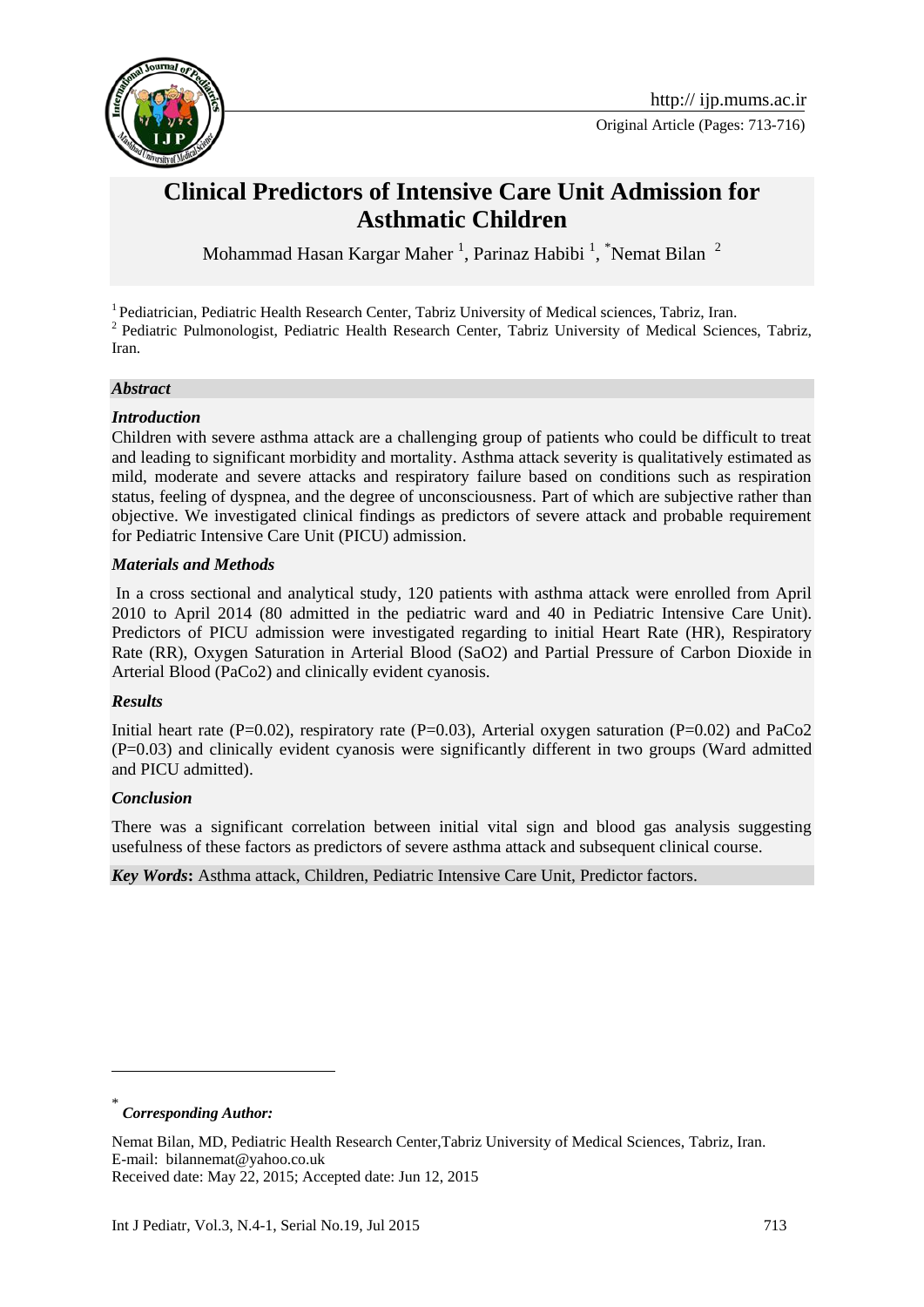# Clinical Predictors of Intensive Care Unit Admission for Asthmatic Children

Mohammad Hasan Kargar Maher [1], Parinaz Habibi [1], *Nemat Bilan [2]

[1] Pediatrician, Pediatric Health Research Center, Tabriz University of Medical sciences, Tabriz, Iran.
[2] Pediatric Pulmonologist, Pediatric Health Research Center, Tabriz University of Medical Sciences, Tabriz, Iran.

***Abstract***

***Introduction***

Children with severe asthma attack are a challenging group of patients who could be difficult to treat and leading to significant morbidity and mortality. Asthma attack severity is qualitatively estimated as mild, moderate and severe attacks and respiratory failure based on conditions such as respiration status, feeling of dyspnea, and the degree of unconsciousness. Part of which are subjective rather than objective. We investigated clinical findings as predictors of severe attack and probable requirement for Pediatric Intensive Care Unit (PICU) admission.

***Materials and Methods***

In a cross sectional and analytical study, 120 patients with asthma attack were enrolled from April 2010 to April 2014 (80 admitted in the pediatric ward and 40 in Pediatric Intensive Care Unit). Predictors of PICU admission were investigated regarding to initial Heart Rate (HR), Respiratory Rate (RR), Oxygen Saturation in Arterial Blood ($SaO_2$) and Partial Pressure of Carbon Dioxide in Arterial Blood ($PaCo_2$) and clinically evident cyanosis.

***Results***

Initial heart rate (P=0.02), respiratory rate (P=0.03), Arterial oxygen saturation (P=0.02) and $PaCo_2$ (P=0.03) and clinically evident cyanosis were significantly different in two groups (Ward admitted and PICU admitted).

***Conclusion***

There was a significant correlation between initial vital sign and blood gas analysis suggesting usefulness of these factors as predictors of severe asthma attack and subsequent clinical course.

***Key Words*:** Asthma attack, Children, Pediatric Intensive Care Unit, Predictor factors.

---

\* ***Corresponding Author:***

Nemat Bilan, MD, Pediatric Health Research Center,Tabriz University of Medical Sciences, Tabriz, Iran.
E-mail: bilannemat@yahoo.co.uk
Received date: May 22, 2015; Accepted date: Jun 12, 2015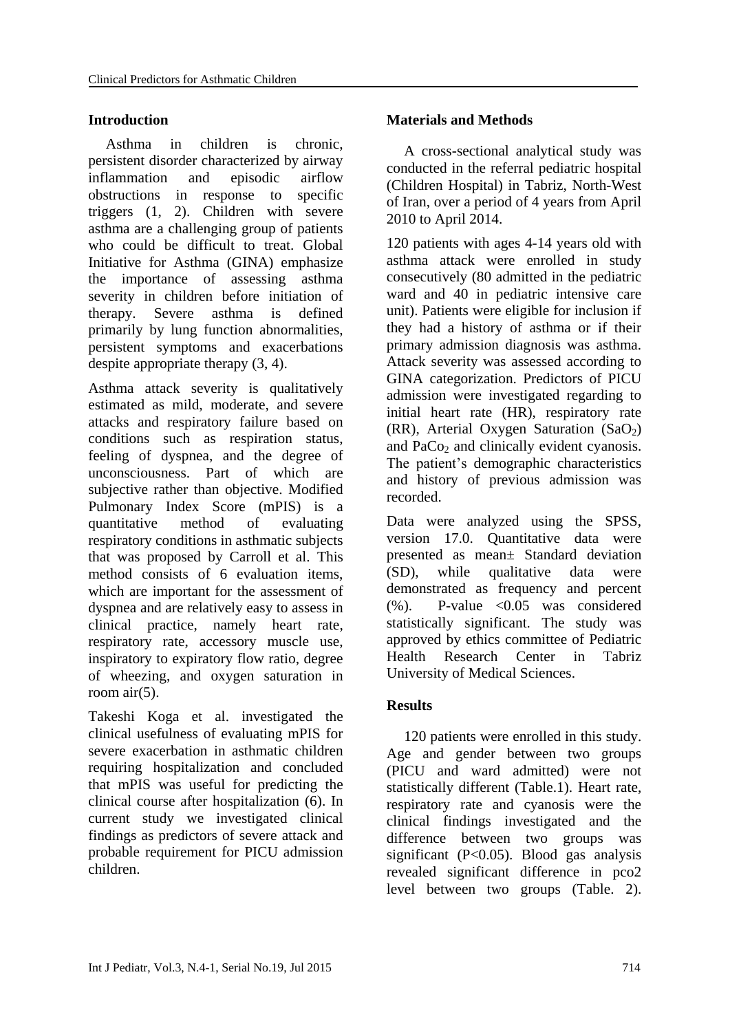## Introduction

Asthma in children is chronic, persistent disorder characterized by airway inflammation and episodic airflow obstructions in response to specific triggers (1, 2). Children with severe asthma are a challenging group of patients who could be difficult to treat. Global Initiative for Asthma (GINA) emphasize the importance of assessing asthma severity in children before initiation of therapy. Severe asthma is defined primarily by lung function abnormalities, persistent symptoms and exacerbations despite appropriate therapy (3, 4).

Asthma attack severity is qualitatively estimated as mild, moderate, and severe attacks and respiratory failure based on conditions such as respiration status, feeling of dyspnea, and the degree of unconsciousness. Part of which are subjective rather than objective. Modified Pulmonary Index Score (mPIS) is a quantitative method of evaluating respiratory conditions in asthmatic subjects that was proposed by Carroll et al. This method consists of 6 evaluation items, which are important for the assessment of dyspnea and are relatively easy to assess in clinical practice, namely heart rate, respiratory rate, accessory muscle use, inspiratory to expiratory flow ratio, degree of wheezing, and oxygen saturation in room air(5).

Takeshi Koga et al. investigated the clinical usefulness of evaluating mPIS for severe exacerbation in asthmatic children requiring hospitalization and concluded that mPIS was useful for predicting the clinical course after hospitalization (6). In current study we investigated clinical findings as predictors of severe attack and probable requirement for PICU admission children.

## Materials and Methods

A cross-sectional analytical study was conducted in the referral pediatric hospital (Children Hospital) in Tabriz, North-West of Iran, over a period of 4 years from April 2010 to April 2014.

120 patients with ages 4-14 years old with asthma attack were enrolled in study consecutively (80 admitted in the pediatric ward and 40 in pediatric intensive care unit). Patients were eligible for inclusion if they had a history of asthma or if their primary admission diagnosis was asthma. Attack severity was assessed according to GINA categorization. Predictors of PICU admission were investigated regarding to initial heart rate (HR), respiratory rate (RR), Arterial Oxygen Saturation ($SaO_2$) and $PaCo_2$ and clinically evident cyanosis. The patient's demographic characteristics and history of previous admission was recorded.

Data were analyzed using the SPSS, version 17.0. Quantitative data were presented as mean± Standard deviation (SD), while qualitative data were demonstrated as frequency and percent (%). P-value <0.05 was considered statistically significant. The study was approved by ethics committee of Pediatric Health Research Center in Tabriz University of Medical Sciences.

## Results

120 patients were enrolled in this study. Age and gender between two groups (PICU and ward admitted) were not statistically different (Table.1). Heart rate, respiratory rate and cyanosis were the clinical findings investigated and the difference between two groups was significant (P<0.05). Blood gas analysis revealed significant difference in pco2 level between two groups (Table. 2).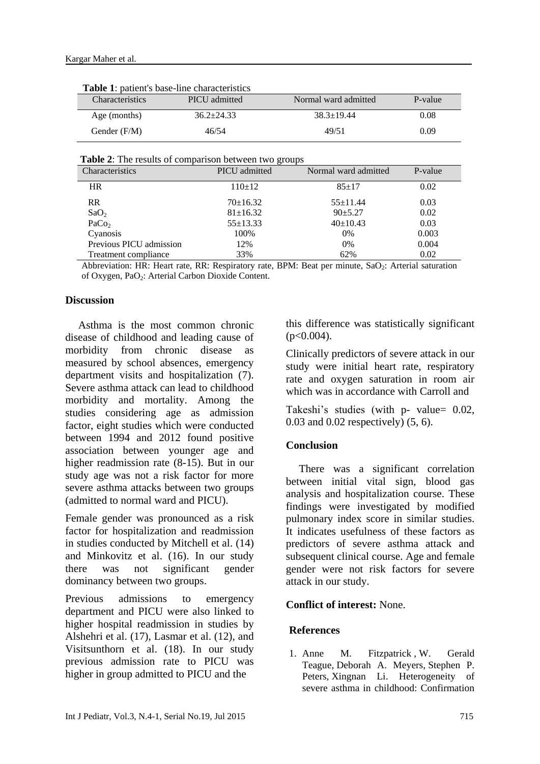**Table 1**: patient's base-line characteristics

| Characteristics | PICU admitted | Normal ward admitted | P-value |
|---|---|---|---|
| Age (months) | 36.2±24.33 | 38.3±19.44 | 0.08 |
| Gender (F/M) | 46/54 | 49/51 | 0.09 |

**Table 2**: The results of comparison between two groups

| Characteristics | PICU admitted | Normal ward admitted | P-value |
|---|---|---|---|
| HR | 110±12 | 85±17 | 0.02 |
| RR | 70±16.32 | 55±11.44 | 0.03 |
| $SaO_2$ | 81±16.32 | 90±5.27 | 0.02 |
| $PaCo_2$ | 55±13.33 | 40±10.43 | 0.03 |
| Cyanosis | 100% | 0% | 0.003 |
| Previous PICU admission | 12% | 0% | 0.004 |
| Treatment compliance | 33% | 62% | 0.02 |

Abbreviation: HR: Heart rate, RR: Respiratory rate, BPM: Beat per minute, $SaO_2$: Arterial saturation of Oxygen, $PaO_2$: Arterial Carbon Dioxide Content.

## Discussion

Asthma is the most common chronic disease of childhood and leading cause of morbidity from chronic disease as measured by school absences, emergency department visits and hospitalization (7). Severe asthma attack can lead to childhood morbidity and mortality. Among the studies considering age as admission factor, eight studies which were conducted between 1994 and 2012 found positive association between younger age and higher readmission rate (8-15). But in our study age was not a risk factor for more severe asthma attacks between two groups (admitted to normal ward and PICU).

Female gender was pronounced as a risk factor for hospitalization and readmission in studies conducted by Mitchell et al. (14) and Minkovitz et al. (16). In our study there was not significant gender dominancy between two groups.

Previous admissions to emergency department and PICU were also linked to higher hospital readmission in studies by Alshehri et al. (17), Lasmar et al. (12), and Visitsunthorn et al. (18). In our study previous admission rate to PICU was higher in group admitted to PICU and the this difference was statistically significant ($p<0.004$).

Clinically predictors of severe attack in our study were initial heart rate, respiratory rate and oxygen saturation in room air which was in accordance with Carroll and Takeshi's studies (with p- value= 0.02, 0.03 and 0.02 respectively) (5, 6).

## Conclusion

There was a significant correlation between initial vital sign, blood gas analysis and hospitalization course. These findings were investigated by modified pulmonary index score in similar studies. It indicates usefulness of these factors as predictors of severe asthma attack and subsequent clinical course. Age and female gender were not risk factors for severe attack in our study.

**Conflict of interest:** None.

## References

1. Anne M. Fitzpatrick , W. Gerald Teague, Deborah A. Meyers, Stephen P. Peters, Xingnan Li. Heterogeneity of severe asthma in childhood: Confirmation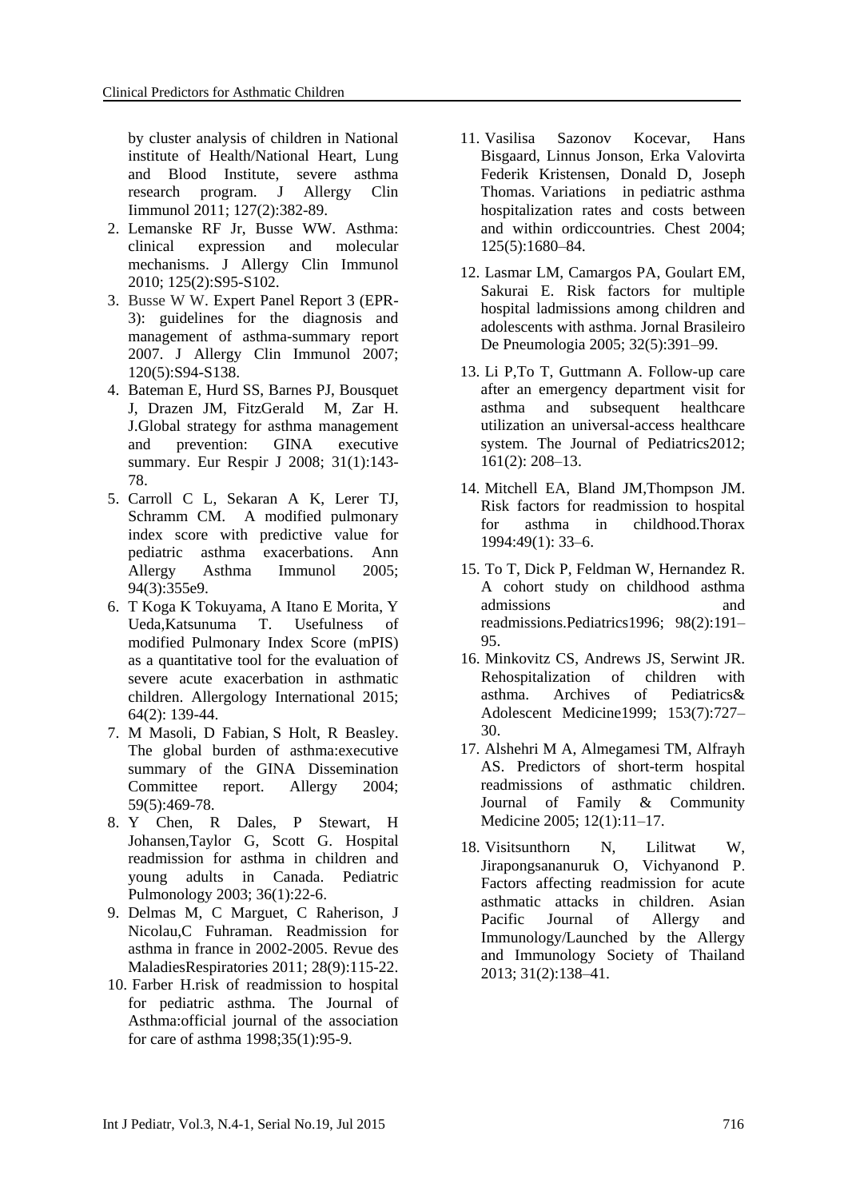by cluster analysis of children in National institute of Health/National Heart, Lung and Blood Institute, severe asthma research program. J Allergy Clin Iimmunol 2011; 127(2):382-89.

2. Lemanske RF Jr, Busse WW. Asthma: clinical expression and molecular mechanisms. J Allergy Clin Immunol 2010; 125(2):S95-S102.
3. Busse W W. Expert Panel Report 3 (EPR-3): guidelines for the diagnosis and management of asthma-summary report 2007. J Allergy Clin Immunol 2007; 120(5):S94-S138.
4. Bateman E, Hurd SS, Barnes PJ, Bousquet J, Drazen JM, FitzGerald M, Zar H. J.Global strategy for asthma management and prevention: GINA executive summary. Eur Respir J 2008; 31(1):143-78.
5. Carroll C L, Sekaran A K, Lerer TJ, Schramm CM. A modified pulmonary index score with predictive value for pediatric asthma exacerbations. Ann Allergy Asthma Immunol 2005; 94(3):355e9.
6. T Koga K Tokuyama, A Itano E Morita, Y Ueda,Katsunuma T. Usefulness of modified Pulmonary Index Score (mPIS) as a quantitative tool for the evaluation of severe acute exacerbation in asthmatic children. Allergology International 2015; 64(2): 139-44.
7. M Masoli, D Fabian, S Holt, R Beasley. The global burden of asthma:executive summary of the GINA Dissemination Committee report. Allergy 2004; 59(5):469-78.
8. Y Chen, R Dales, P Stewart, H Johansen,Taylor G, Scott G. Hospital readmission for asthma in children and young adults in Canada. Pediatric Pulmonology 2003; 36(1):22-6.
9. Delmas M, C Marguet, C Raherison, J Nicolau,C Fuhraman. Readmission for asthma in france in 2002-2005. Revue des MaladiesRespiratories 2011; 28(9):115-22.
10. Farber H.risk of readmission to hospital for pediatric asthma. The Journal of Asthma:official journal of the association for care of asthma 1998;35(1):95-9.
11. Vasilisa Sazonov Kocevar, Hans Bisgaard, Linnus Jonson, Erka Valovirta Federik Kristensen, Donald D, Joseph Thomas. Variations in pediatric asthma hospitalization rates and costs between and within ordiccountries. Chest 2004; 125(5):1680–84.
12. Lasmar LM, Camargos PA, Goulart EM, Sakurai E. Risk factors for multiple hospital ladmissions among children and adolescents with asthma. Jornal Brasileiro De Pneumologia 2005; 32(5):391–99.
13. Li P,To T, Guttmann A. Follow-up care after an emergency department visit for asthma and subsequent healthcare utilization an universal-access healthcare system. The Journal of Pediatrics2012; 161(2): 208–13.
14. Mitchell EA, Bland JM,Thompson JM. Risk factors for readmission to hospital for asthma in childhood.Thorax 1994:49(1): 33–6.
15. To T, Dick P, Feldman W, Hernandez R. A cohort study on childhood asthma admissions and readmissions.Pediatrics1996; 98(2):191–95.
16. Minkovitz CS, Andrews JS, Serwint JR. Rehospitalization of children with asthma. Archives of Pediatrics& Adolescent Medicine1999; 153(7):727–30.
17. Alshehri M A, Almegamesi TM, Alfrayh AS. Predictors of short-term hospital readmissions of asthmatic children. Journal of Family & Community Medicine 2005; 12(1):11–17.
18. Visitsunthorn N, Lilitwat W, Jirapongsananuruk O, Vichyanond P. Factors affecting readmission for acute asthmatic attacks in children. Asian Pacific Journal of Allergy and Immunology/Launched by the Allergy and Immunology Society of Thailand 2013; 31(2):138–41.